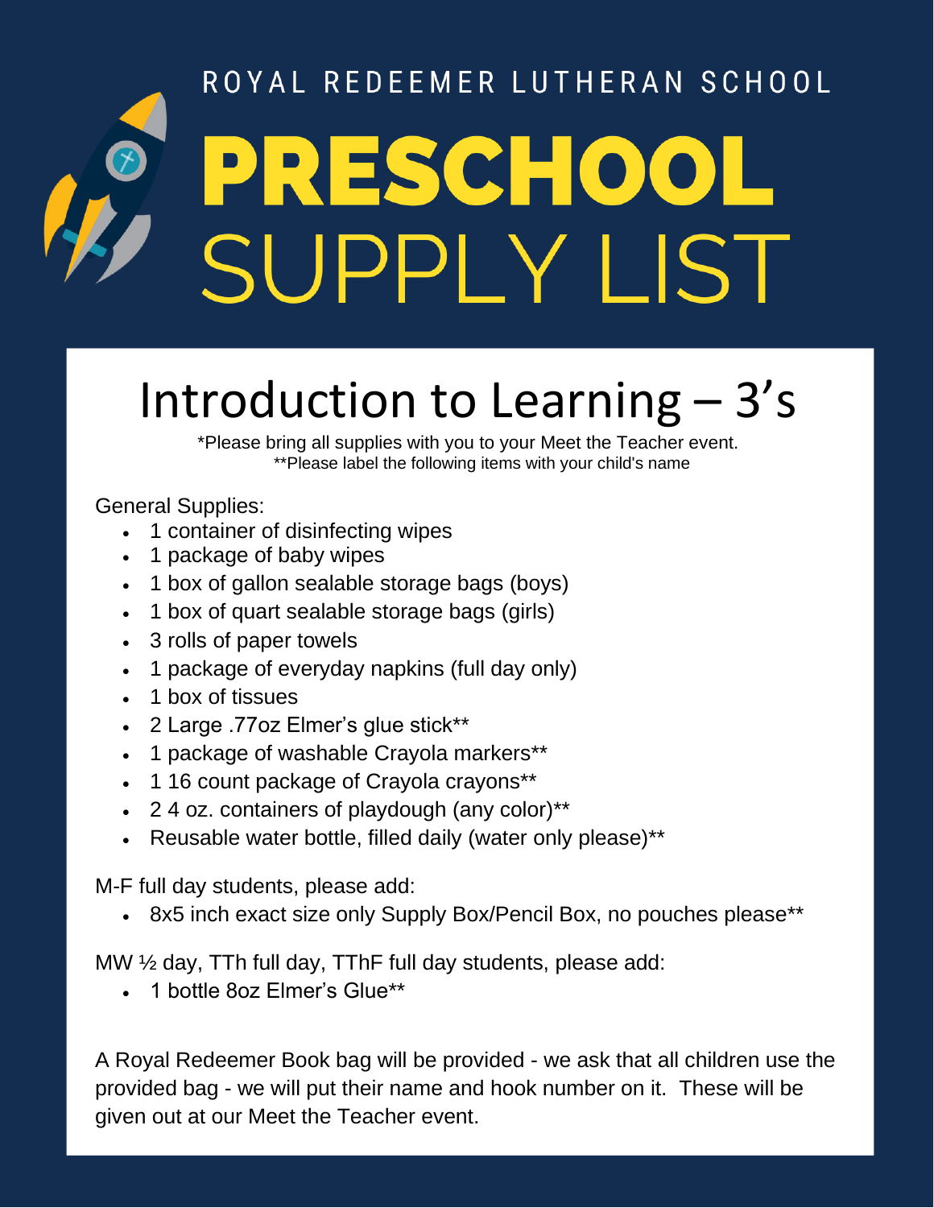ROYAL REDEEMER LUTHERAN SCHOOL

# PRESCHOOL SUPPLY LIST

## Introduction to Learning – 3's

*Please bring all supplies with you to your Meet the Teacher event.
**Please label the following items with your child's name

General Supplies:

- 1 container of disinfecting wipes
- 1 package of baby wipes
- 1 box of gallon sealable storage bags (boys)
- 1 box of quart sealable storage bags (girls)
- 3 rolls of paper towels
- 1 package of everyday napkins (full day only)
- 1 box of tissues
- 2 Large .77oz Elmer's glue stick**
- 1 package of washable Crayola markers**
- 1 16 count package of Crayola crayons**
- 2 4 oz. containers of playdough (any color)**
- Reusable water bottle, filled daily (water only please)**

M-F full day students, please add:

- 8x5 inch exact size only Supply Box/Pencil Box, no pouches please**

MW ½ day, TTh full day, TThF full day students, please add:

- 1 bottle 8oz Elmer's Glue**

A Royal Redeemer Book bag will be provided - we ask that all children use the provided bag - we will put their name and hook number on it. These will be given out at our Meet the Teacher event.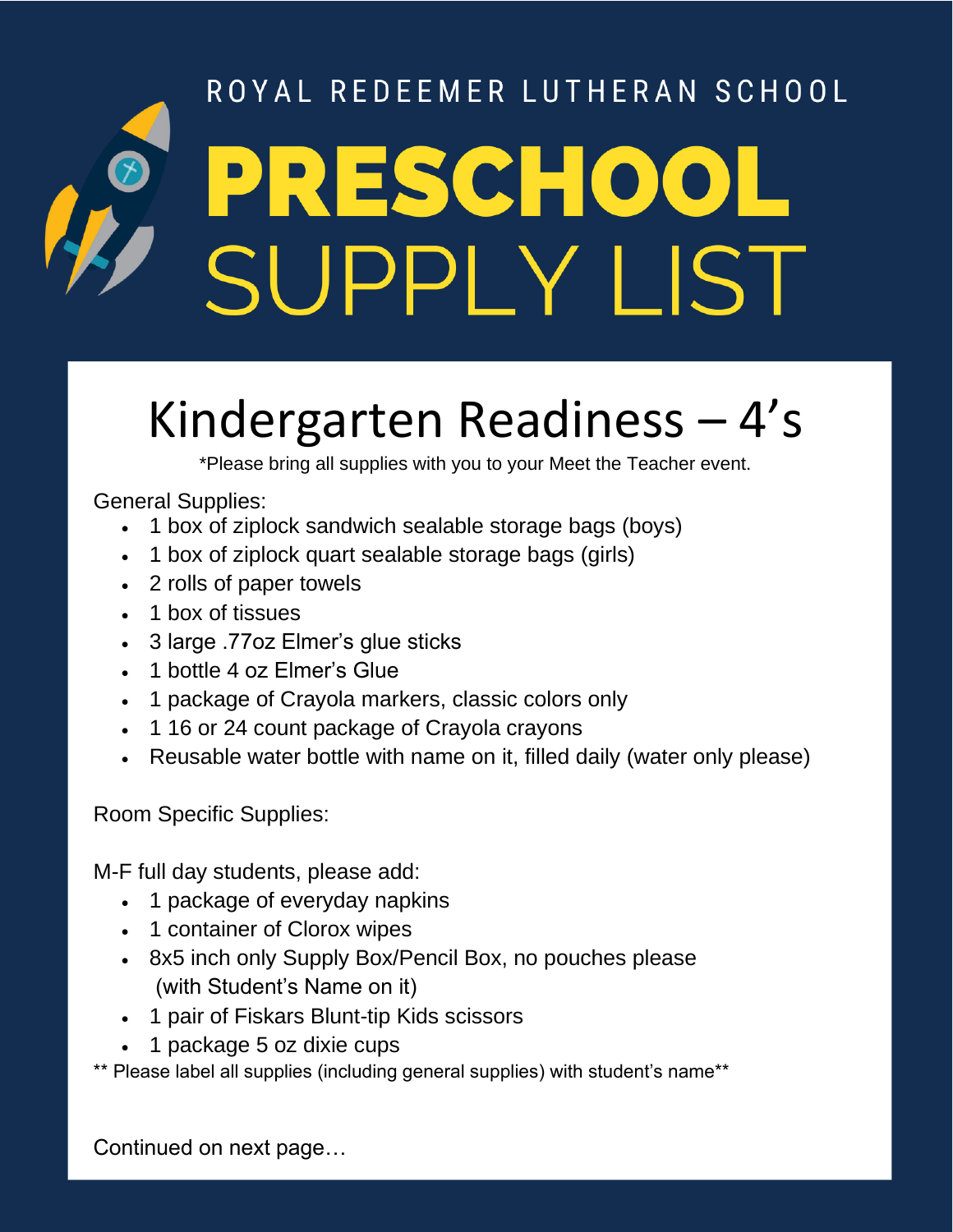ROYAL REDEEMER LUTHERAN SCHOOL

# PRESCHOOL SUPPLY LIST

## Kindergarten Readiness – 4's

*Please bring all supplies with you to your Meet the Teacher event.

General Supplies:

- 1 box of ziplock sandwich sealable storage bags (boys)
- 1 box of ziplock quart sealable storage bags (girls)
- 2 rolls of paper towels
- 1 box of tissues
- 3 large .77oz Elmer's glue sticks
- 1 bottle 4 oz Elmer's Glue
- 1 package of Crayola markers, classic colors only
- 1 16 or 24 count package of Crayola crayons
- Reusable water bottle with name on it, filled daily (water only please)

Room Specific Supplies:

M-F full day students, please add:

- 1 package of everyday napkins
- 1 container of Clorox wipes
- 8x5 inch only Supply Box/Pencil Box, no pouches please (with Student's Name on it)
- 1 pair of Fiskars Blunt-tip Kids scissors
- 1 package 5 oz dixie cups

** Please label all supplies (including general supplies) with student's name**

Continued on next page…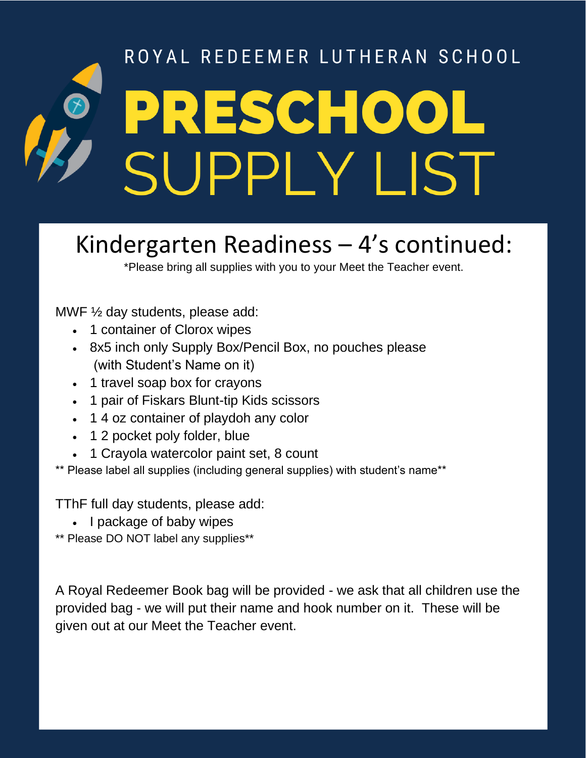ROYAL REDEEMER LUTHERAN SCHOOL

# PRESCHOOL SUPPLY LIST

## Kindergarten Readiness – 4's continued:

*Please bring all supplies with you to your Meet the Teacher event.

MWF ½ day students, please add:

- 1 container of Clorox wipes
- 8x5 inch only Supply Box/Pencil Box, no pouches please (with Student's Name on it)
- 1 travel soap box for crayons
- 1 pair of Fiskars Blunt-tip Kids scissors
- 1 4 oz container of playdoh any color
- 1 2 pocket poly folder, blue
- 1 Crayola watercolor paint set, 8 count

** Please label all supplies (including general supplies) with student's name**

TThF full day students, please add:

- I package of baby wipes

** Please DO NOT label any supplies**

A Royal Redeemer Book bag will be provided - we ask that all children use the provided bag - we will put their name and hook number on it. These will be given out at our Meet the Teacher event.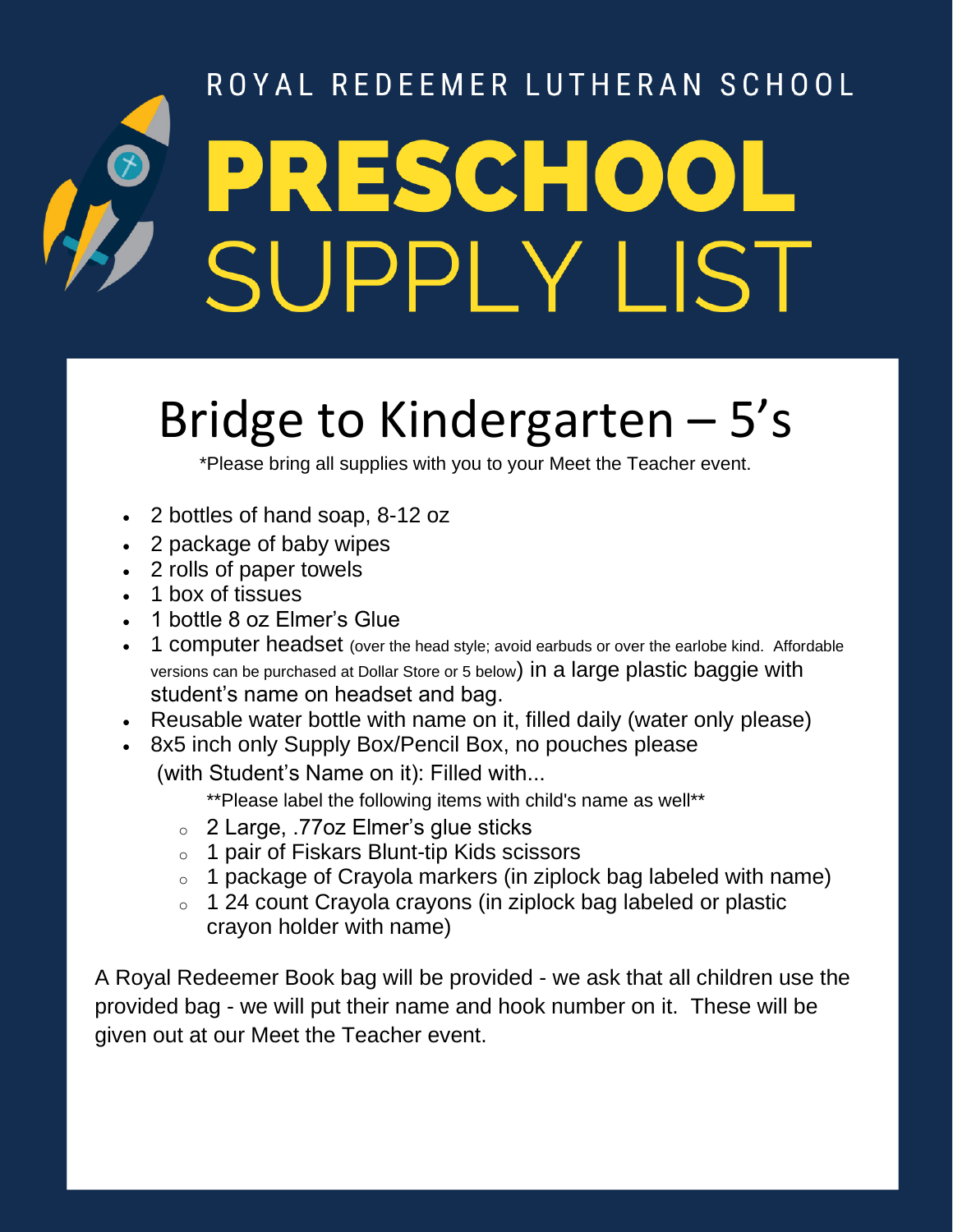ROYAL REDEEMER LUTHERAN SCHOOL

# PRESCHOOL SUPPLY LIST

## Bridge to Kindergarten – 5's

*Please bring all supplies with you to your Meet the Teacher event.

- 2 bottles of hand soap, 8-12 oz
- 2 package of baby wipes
- 2 rolls of paper towels
- 1 box of tissues
- 1 bottle 8 oz Elmer's Glue
- 1 computer headset (over the head style; avoid earbuds or over the earlobe kind. Affordable versions can be purchased at Dollar Store or 5 below) in a large plastic baggie with student's name on headset and bag.
- Reusable water bottle with name on it, filled daily (water only please)
- 8x5 inch only Supply Box/Pencil Box, no pouches please (with Student's Name on it): Filled with...

  **Please label the following items with child's name as well**

  - 2 Large, .77oz Elmer's glue sticks
  - 1 pair of Fiskars Blunt-tip Kids scissors
  - 1 package of Crayola markers (in ziplock bag labeled with name)
  - 1 24 count Crayola crayons (in ziplock bag labeled or plastic crayon holder with name)

A Royal Redeemer Book bag will be provided - we ask that all children use the provided bag - we will put their name and hook number on it. These will be given out at our Meet the Teacher event.